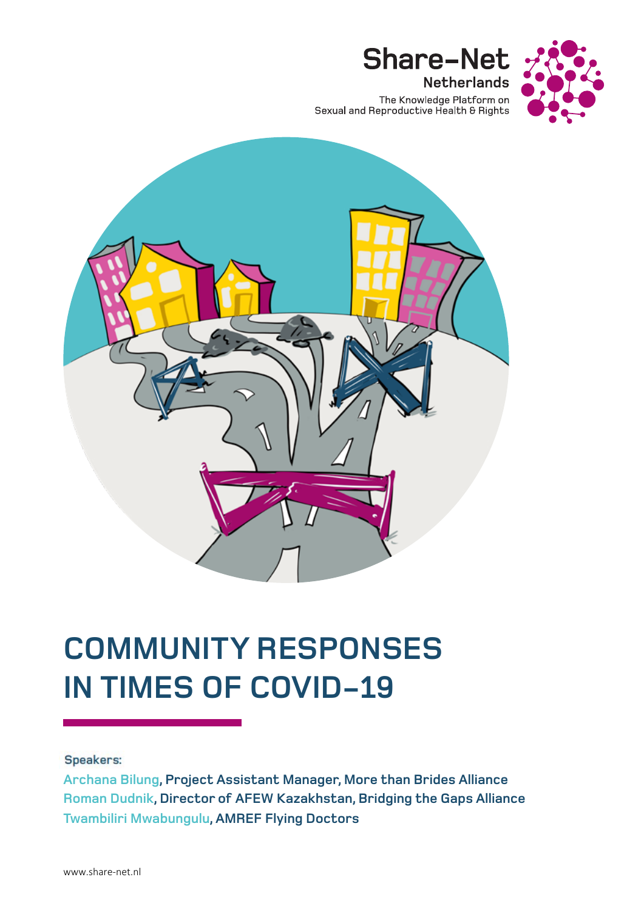Share-Net Netherlands

The Knowledge Platform on Sexual and Reproductive Health & Rights

# COMMUNITY RESPONSES IN TIMES OF COVID-19

**Speakers:**

**Archana Bilung, Project Assistant Manager, More than Brides Alliance**
**Roman Dudnik, Director of AFEW Kazakhstan, Bridging the Gaps Alliance**
**Twambiliri Mwabungulu, AMREF Flying Doctors**

www.share-net.nl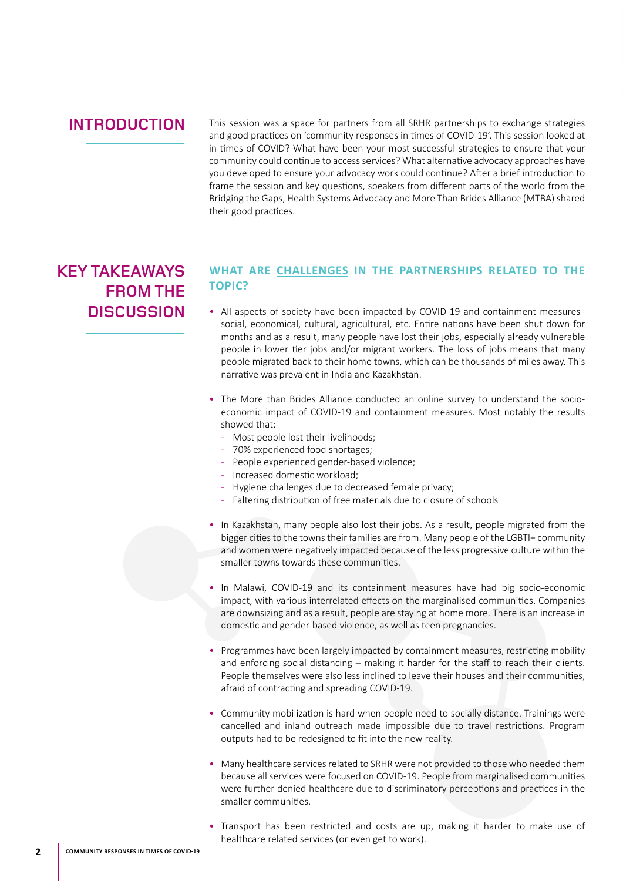## INTRODUCTION

This session was a space for partners from all SRHR partnerships to exchange strategies and good practices on 'community responses in times of COVID-19'. This session looked at in times of COVID? What have been your most successful strategies to ensure that your community could continue to access services? What alternative advocacy approaches have you developed to ensure your advocacy work could continue? After a brief introduction to frame the session and key questions, speakers from different parts of the world from the Bridging the Gaps, Health Systems Advocacy and More Than Brides Alliance (MTBA) shared their good practices.

## KEY TAKEAWAYS FROM THE DISCUSSION

### WHAT ARE CHALLENGES IN THE PARTNERSHIPS RELATED TO THE TOPIC?

- All aspects of society have been impacted by COVID-19 and containment measures - social, economical, cultural, agricultural, etc. Entire nations have been shut down for months and as a result, many people have lost their jobs, especially already vulnerable people in lower tier jobs and/or migrant workers. The loss of jobs means that many people migrated back to their home towns, which can be thousands of miles away. This narrative was prevalent in India and Kazakhstan.
- The More than Brides Alliance conducted an online survey to understand the socio-economic impact of COVID-19 and containment measures. Most notably the results showed that:
  - Most people lost their livelihoods;
  - 70% experienced food shortages;
  - People experienced gender-based violence;
  - Increased domestic workload;
  - Hygiene challenges due to decreased female privacy;
  - Faltering distribution of free materials due to closure of schools
- In Kazakhstan, many people also lost their jobs. As a result, people migrated from the bigger cities to the towns their families are from. Many people of the LGBTI+ community and women were negatively impacted because of the less progressive culture within the smaller towns towards these communities.
- In Malawi, COVID-19 and its containment measures have had big socio-economic impact, with various interrelated effects on the marginalised communities. Companies are downsizing and as a result, people are staying at home more. There is an increase in domestic and gender-based violence, as well as teen pregnancies.
- Programmes have been largely impacted by containment measures, restricting mobility and enforcing social distancing – making it harder for the staff to reach their clients. People themselves were also less inclined to leave their houses and their communities, afraid of contracting and spreading COVID-19.
- Community mobilization is hard when people need to socially distance. Trainings were cancelled and inland outreach made impossible due to travel restrictions. Program outputs had to be redesigned to fit into the new reality.
- Many healthcare services related to SRHR were not provided to those who needed them because all services were focused on COVID-19. People from marginalised communities were further denied healthcare due to discriminatory perceptions and practices in the smaller communities.
- Transport has been restricted and costs are up, making it harder to make use of healthcare related services (or even get to work).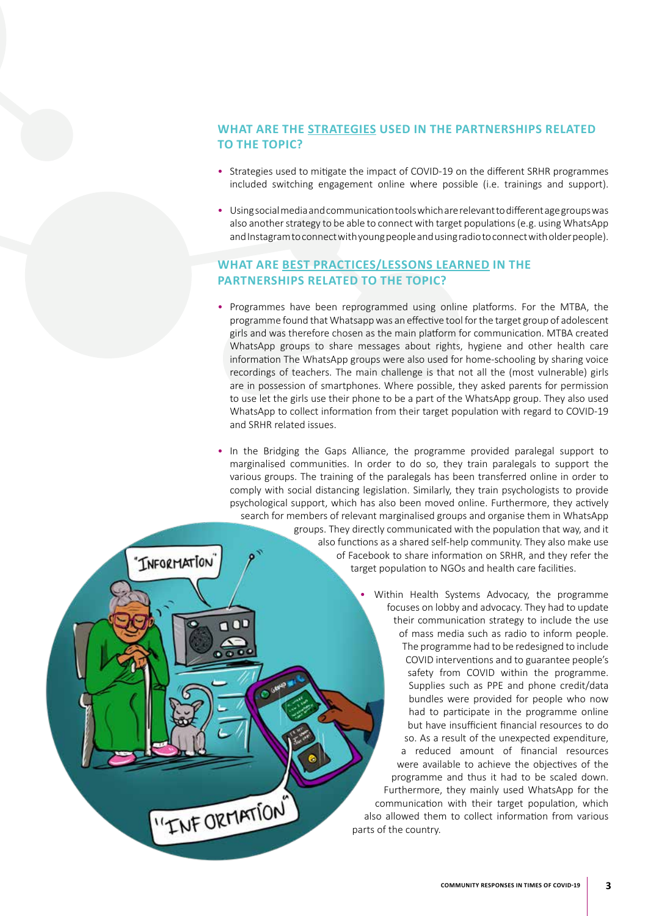## WHAT ARE THE STRATEGIES USED IN THE PARTNERSHIPS RELATED TO THE TOPIC?

- Strategies used to mitigate the impact of COVID-19 on the different SRHR programmes included switching engagement online where possible (i.e. trainings and support).
- Using social media and communication tools which are relevant to different age groups was also another strategy to be able to connect with target populations (e.g. using WhatsApp and Instagram to connect with young people and using radio to connect with older people).

## WHAT ARE BEST PRACTICES/LESSONS LEARNED IN THE PARTNERSHIPS RELATED TO THE TOPIC?

- Programmes have been reprogrammed using online platforms. For the MTBA, the programme found that Whatsapp was an effective tool for the target group of adolescent girls and was therefore chosen as the main platform for communication. MTBA created WhatsApp groups to share messages about rights, hygiene and other health care information The WhatsApp groups were also used for home-schooling by sharing voice recordings of teachers. The main challenge is that not all the (most vulnerable) girls are in possession of smartphones. Where possible, they asked parents for permission to use let the girls use their phone to be a part of the WhatsApp group. They also used WhatsApp to collect information from their target population with regard to COVID-19 and SRHR related issues.
- In the Bridging the Gaps Alliance, the programme provided paralegal support to marginalised communities. In order to do so, they train paralegals to support the various groups. The training of the paralegals has been transferred online in order to comply with social distancing legislation. Similarly, they train psychologists to provide psychological support, which has also been moved online. Furthermore, they actively search for members of relevant marginalised groups and organise them in WhatsApp groups. They directly communicated with the population that way, and it also functions as a shared self-help community. They also make use of Facebook to share information on SRHR, and they refer the target population to NGOs and health care facilities.
- Within Health Systems Advocacy, the programme focuses on lobby and advocacy. They had to update their communication strategy to include the use of mass media such as radio to inform people. The programme had to be redesigned to include COVID interventions and to guarantee people's safety from COVID within the programme. Supplies such as PPE and phone credit/data bundles were provided for people who now had to participate in the programme online but have insufficient financial resources to do so. As a result of the unexpected expenditure, a reduced amount of financial resources were available to achieve the objectives of the programme and thus it had to be scaled down. Furthermore, they mainly used WhatsApp for the communication with their target population, which also allowed them to collect information from various parts of the country.